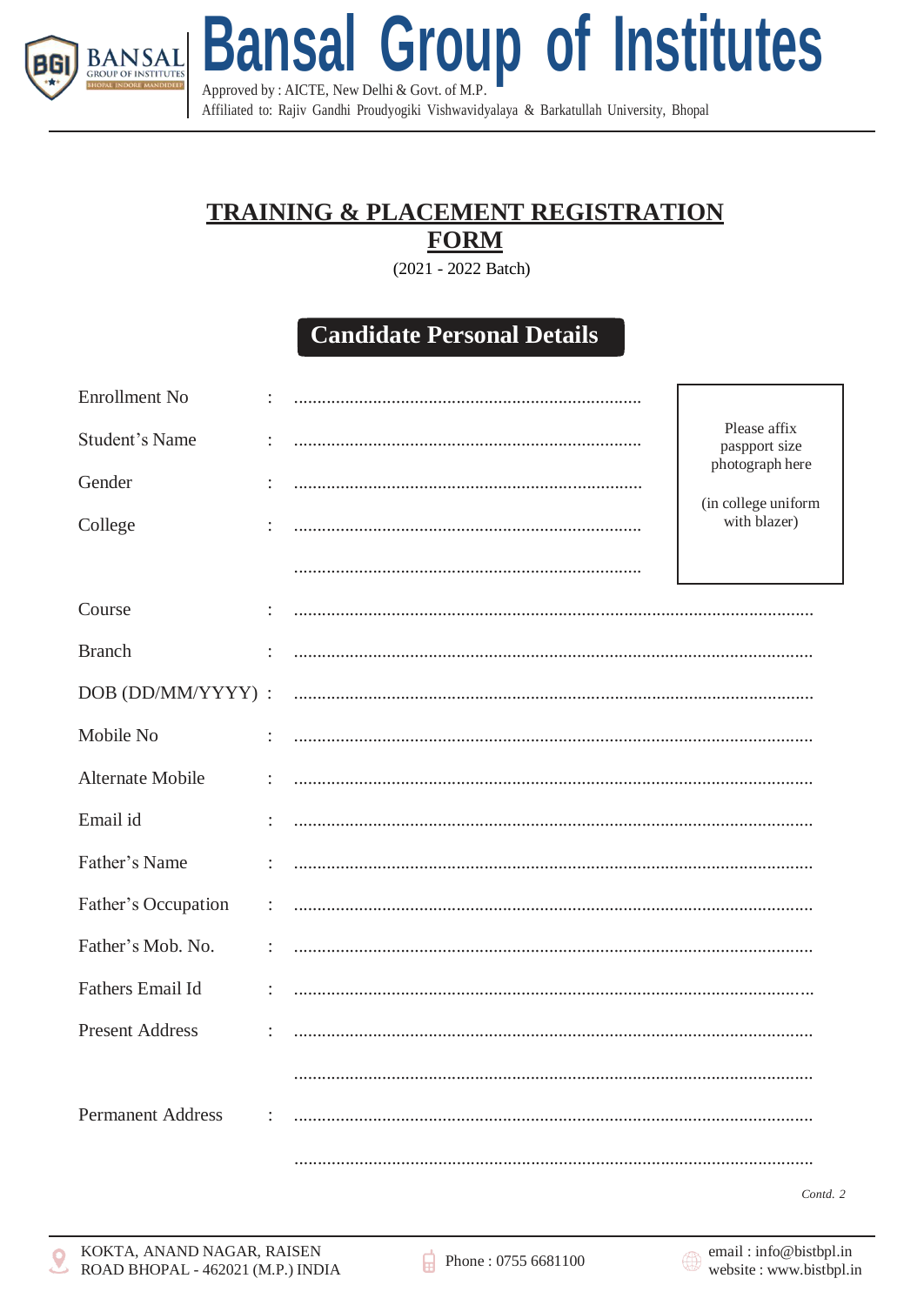# Bansal Group of Institutes

Approved by : AICTE, New Delhi & Govt. of M.P.

Affiliated to: Rajiv Gandhi Proudyogiki Vishwavidyalaya & Barkatullah University, Bhopal

## TRAINING & PLACEMENT REGISTRATION FORM

(2021 - 2022 Batch)

### Candidate Personal Details

Enrollment No : ..........................................................................

Student's Name : ..........................................................................

Gender : ..........................................................................

College : ..........................................................................

..........................................................................

Please affix paspport size photograph here

(in college uniform with blazer)

Course : ..........................................................................

Branch : ..........................................................................

DOB (DD/MM/YYYY) : ..........................................................................

Mobile No : ..........................................................................

Alternate Mobile : ..........................................................................

Email id : ..........................................................................

Father's Name : ..........................................................................

Father's Occupation : ..........................................................................

Father's Mob. No. : ..........................................................................

Fathers Email Id : ..........................................................................

Present Address : ..........................................................................

..........................................................................

Permanent Address : ..........................................................................

..........................................................................

*Contd. 2*

KOKTA, ANAND NAGAR, RAISEN ROAD BHOPAL - 462021 (M.P.) INDIA

Phone : 0755 6681100

email : info@bistbpl.in
website : www.bistbpl.in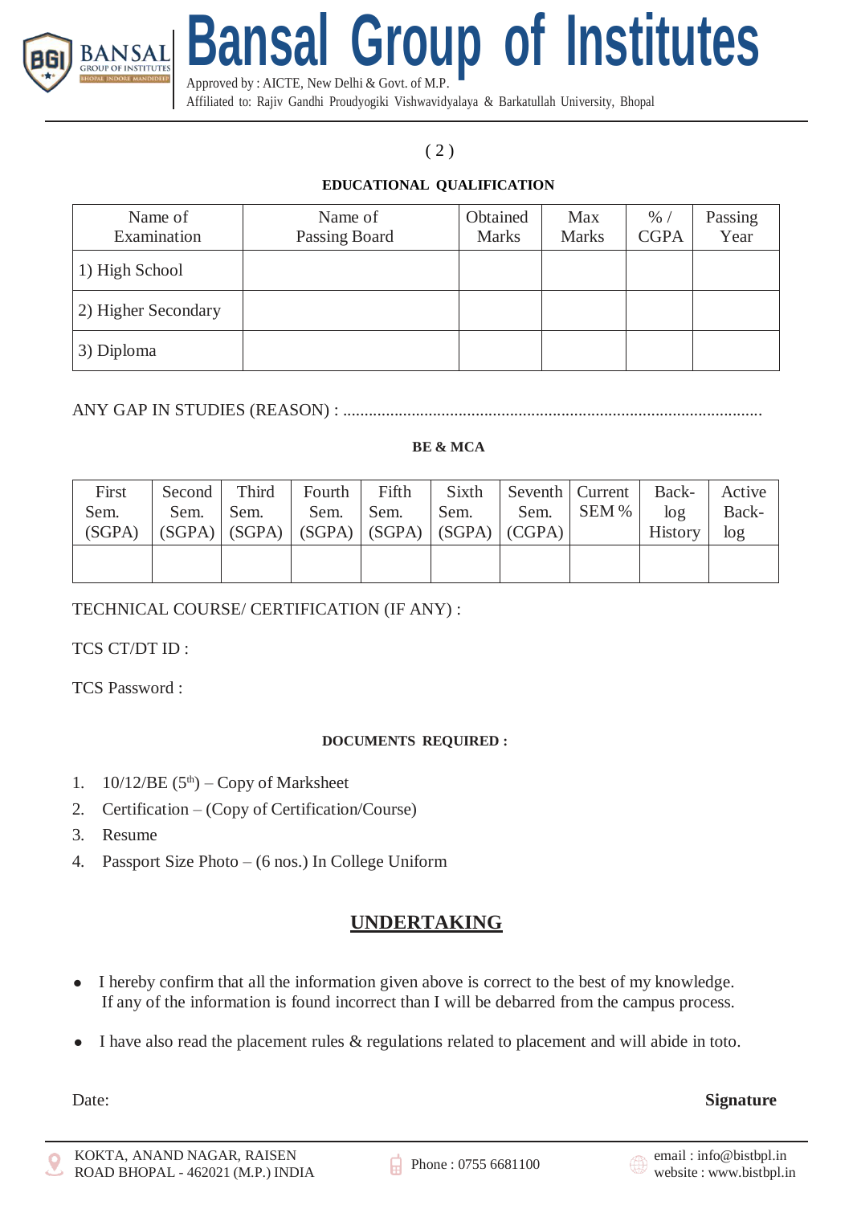# Bansal Group of Institutes

Approved by : AICTE, New Delhi & Govt. of M.P.

Affiliated to: Rajiv Gandhi Proudyogiki Vishwavidyalaya & Barkatullah University, Bhopal

( 2 )

**EDUCATIONAL QUALIFICATION**

| Name of Examination | Name of Passing Board | Obtained Marks | Max Marks | % / CGPA | Passing Year |
|---|---|---|---|---|---|
| 1) High School | | | | | |
| 2) Higher Secondary | | | | | |
| 3) Diploma | | | | | |

ANY GAP IN STUDIES (REASON) : ..................................................................................................

**BE & MCA**

| First Sem. (SGPA) | Second Sem. (SGPA) | Third Sem. (SGPA) | Fourth Sem. (SGPA) | Fifth Sem. (SGPA) | Sixth Sem. (SGPA) | Seventh Sem. (CGPA) | Current SEM % | Back-log History | Active Back-log |
|---|---|---|---|---|---|---|---|---|---|
| | | | | | | | | | |

TECHNICAL COURSE/ CERTIFICATION (IF ANY) :

TCS CT/DT ID :

TCS Password :

**DOCUMENTS REQUIRED :**

1. 10/12/BE ($5^{th}$) – Copy of Marksheet
2. Certification – (Copy of Certification/Course)
3. Resume
4. Passport Size Photo – (6 nos.) In College Uniform

## UNDERTAKING

- I hereby confirm that all the information given above is correct to the best of my knowledge. If any of the information is found incorrect than I will be debarred from the campus process.
- I have also read the placement rules & regulations related to placement and will abide in toto.

Date: **Signature**

KOKTA, ANAND NAGAR, RAISEN ROAD BHOPAL - 462021 (M.P.) INDIA

Phone : 0755 6681100

email : info@bistbpl.in

website : www.bistbpl.in